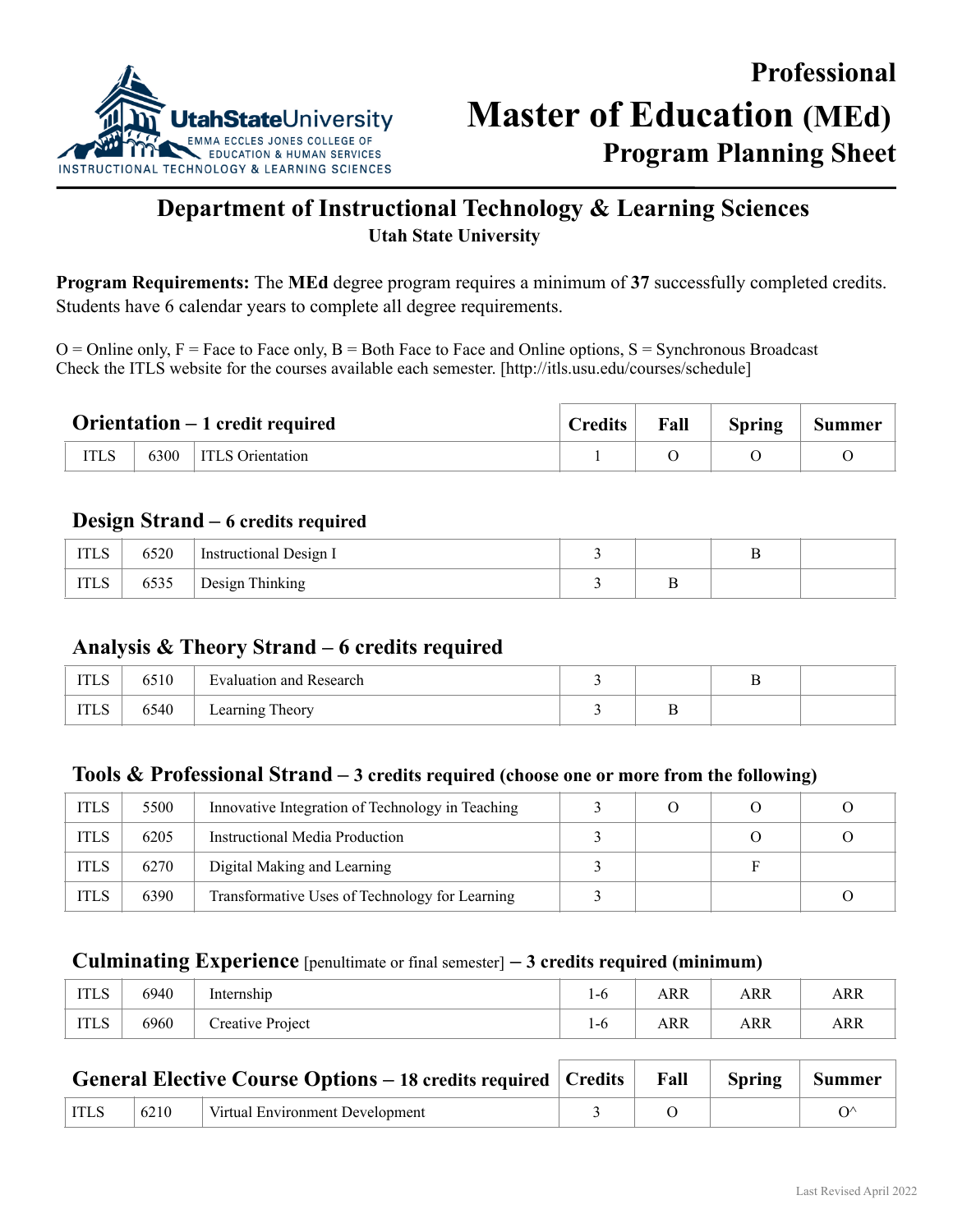# Professional Master of Education (MEd) Program Planning Sheet

## Department of Instructional Technology & Learning Sciences

**Utah State University**

**Program Requirements:** The **MEd** degree program requires a minimum of **37** successfully completed credits. Students have 6 calendar years to complete all degree requirements.

O = Online only, F = Face to Face only, B = Both Face to Face and Online options, S = Synchronous Broadcast
Check the ITLS website for the courses available each semester. [http://itls.usu.edu/courses/schedule]

### Orientation – 1 credit required

| | | | Credits | Fall | Spring | Summer |
|---|---|---|---|---|---|---|
| ITLS | 6300 | ITLS Orientation | 1 | O | O | O |

### Design Strand – 6 credits required

| | | | Credits | Fall | Spring | Summer |
|---|---|---|---|---|---|---|
| ITLS | 6520 | Instructional Design I | 3 | | B | |
| ITLS | 6535 | Design Thinking | 3 | B | | |

### Analysis & Theory Strand – 6 credits required

| | | | Credits | Fall | Spring | Summer |
|---|---|---|---|---|---|---|
| ITLS | 6510 | Evaluation and Research | 3 | | B | |
| ITLS | 6540 | Learning Theory | 3 | B | | |

### Tools & Professional Strand – 3 credits required (choose one or more from the following)

| | | | Credits | Fall | Spring | Summer |
|---|---|---|---|---|---|---|
| ITLS | 5500 | Innovative Integration of Technology in Teaching | 3 | O | O | O |
| ITLS | 6205 | Instructional Media Production | 3 | | O | O |
| ITLS | 6270 | Digital Making and Learning | 3 | | F | |
| ITLS | 6390 | Transformative Uses of Technology for Learning | 3 | | | O |

### Culminating Experience [penultimate or final semester] – 3 credits required (minimum)

| | | | Credits | Fall | Spring | Summer |
|---|---|---|---|---|---|---|
| ITLS | 6940 | Internship | 1-6 | ARR | ARR | ARR |
| ITLS | 6960 | Creative Project | 1-6 | ARR | ARR | ARR |

### General Elective Course Options – 18 credits required

| | | | Credits | Fall | Spring | Summer |
|---|---|---|---|---|---|---|
| ITLS | 6210 | Virtual Environment Development | 3 | O | | O^ |

Last Revised April 2022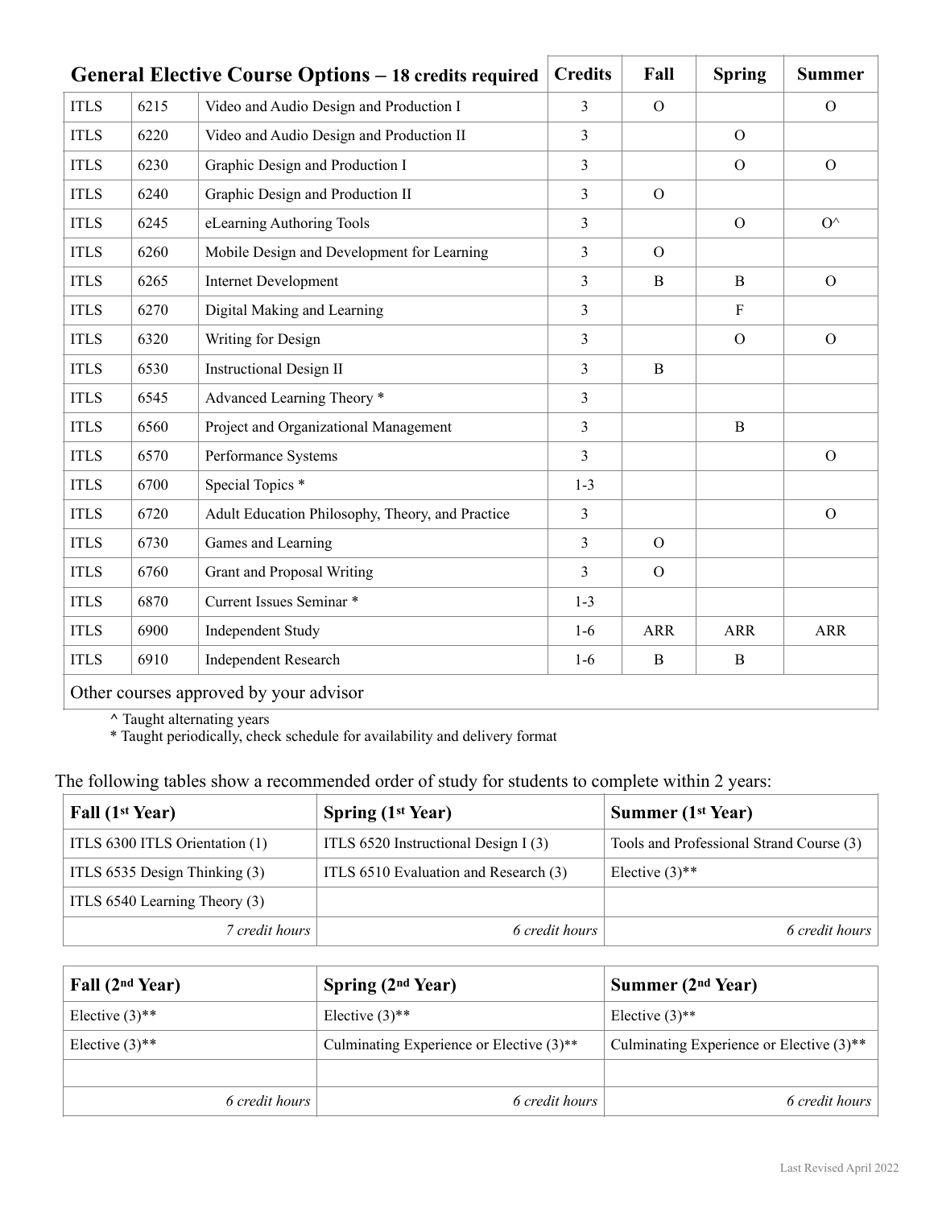| General Elective Course Options – 18 credits required | | | Credits | Fall | Spring | Summer |
|---|---|---|---|---|---|---|
| ITLS | 6215 | Video and Audio Design and Production I | 3 | O | | O |
| ITLS | 6220 | Video and Audio Design and Production II | 3 | | O | |
| ITLS | 6230 | Graphic Design and Production I | 3 | | O | O |
| ITLS | 6240 | Graphic Design and Production II | 3 | O | | |
| ITLS | 6245 | eLearning Authoring Tools | 3 | | O | O^ |
| ITLS | 6260 | Mobile Design and Development for Learning | 3 | O | | |
| ITLS | 6265 | Internet Development | 3 | B | B | O |
| ITLS | 6270 | Digital Making and Learning | 3 | | F | |
| ITLS | 6320 | Writing for Design | 3 | | O | O |
| ITLS | 6530 | Instructional Design II | 3 | B | | |
| ITLS | 6545 | Advanced Learning Theory * | 3 | | | |
| ITLS | 6560 | Project and Organizational Management | 3 | | B | |
| ITLS | 6570 | Performance Systems | 3 | | | O |
| ITLS | 6700 | Special Topics * | 1-3 | | | |
| ITLS | 6720 | Adult Education Philosophy, Theory, and Practice | 3 | | | O |
| ITLS | 6730 | Games and Learning | 3 | O | | |
| ITLS | 6760 | Grant and Proposal Writing | 3 | O | | |
| ITLS | 6870 | Current Issues Seminar * | 1-3 | | | |
| ITLS | 6900 | Independent Study | 1-6 | ARR | ARR | ARR |
| ITLS | 6910 | Independent Research | 1-6 | B | B | |
| Other courses approved by your advisor | | | | | | |

^ Taught alternating years
* Taught periodically, check schedule for availability and delivery format

The following tables show a recommended order of study for students to complete within 2 years:

| Fall (1st Year) | Spring (1st Year) | Summer (1st Year) |
|---|---|---|
| ITLS 6300 ITLS Orientation (1) | ITLS 6520 Instructional Design I (3) | Tools and Professional Strand Course (3) |
| ITLS 6535 Design Thinking (3) | ITLS 6510 Evaluation and Research (3) | Elective (3)** |
| ITLS 6540 Learning Theory (3) | | |
| *7 credit hours* | *6 credit hours* | *6 credit hours* |

| Fall (2nd Year) | Spring (2nd Year) | Summer (2nd Year) |
|---|---|---|
| Elective (3)** | Elective (3)** | Elective (3)** |
| Elective (3)** | Culminating Experience or Elective (3)** | Culminating Experience or Elective (3)** |
| | | |
| *6 credit hours* | *6 credit hours* | *6 credit hours* |

Last Revised April 2022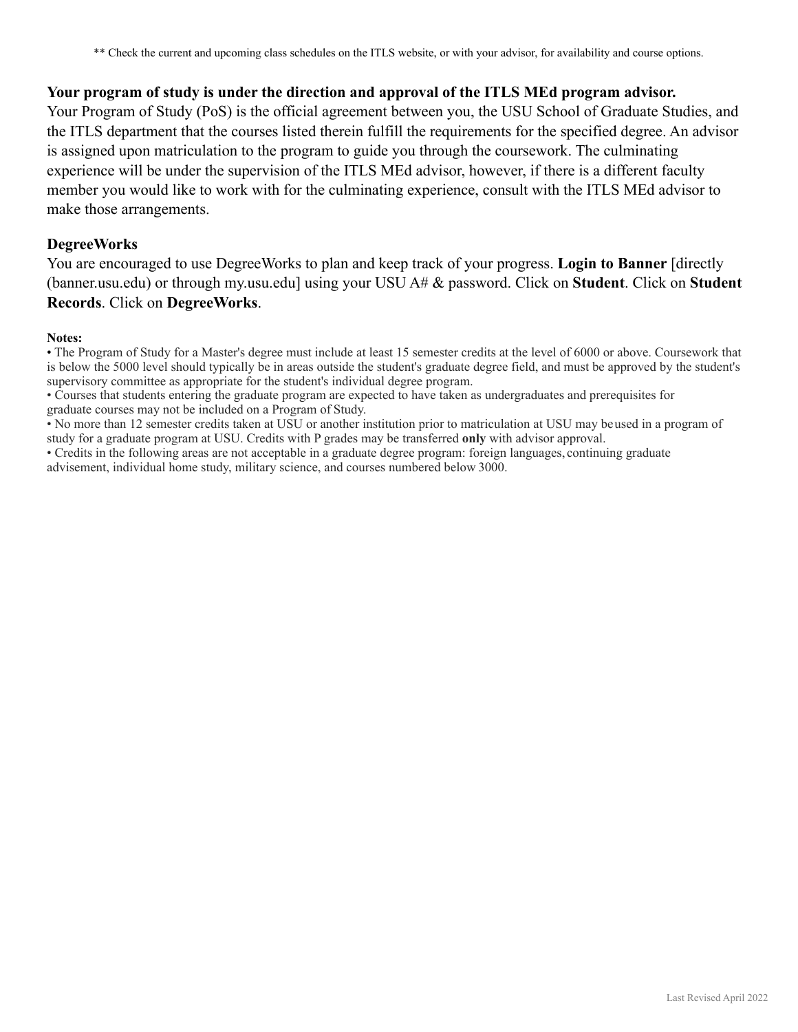** Check the current and upcoming class schedules on the ITLS website, or with your advisor, for availability and course options.

**Your program of study is under the direction and approval of the ITLS MEd program advisor.**

Your Program of Study (PoS) is the official agreement between you, the USU School of Graduate Studies, and the ITLS department that the courses listed therein fulfill the requirements for the specified degree. An advisor is assigned upon matriculation to the program to guide you through the coursework. The culminating experience will be under the supervision of the ITLS MEd advisor, however, if there is a different faculty member you would like to work with for the culminating experience, consult with the ITLS MEd advisor to make those arrangements.

**DegreeWorks**

You are encouraged to use DegreeWorks to plan and keep track of your progress. **Login to Banner** [directly (banner.usu.edu) or through my.usu.edu] using your USU A# & password. Click on **Student**. Click on **Student Records**. Click on **DegreeWorks**.

**Notes:**

- The Program of Study for a Master's degree must include at least 15 semester credits at the level of 6000 or above. Coursework that is below the 5000 level should typically be in areas outside the student's graduate degree field, and must be approved by the student's supervisory committee as appropriate for the student's individual degree program.
- Courses that students entering the graduate program are expected to have taken as undergraduates and prerequisites for graduate courses may not be included on a Program of Study.
- No more than 12 semester credits taken at USU or another institution prior to matriculation at USU may be used in a program of study for a graduate program at USU. Credits with P grades may be transferred **only** with advisor approval.
- Credits in the following areas are not acceptable in a graduate degree program: foreign languages, continuing graduate advisement, individual home study, military science, and courses numbered below 3000.